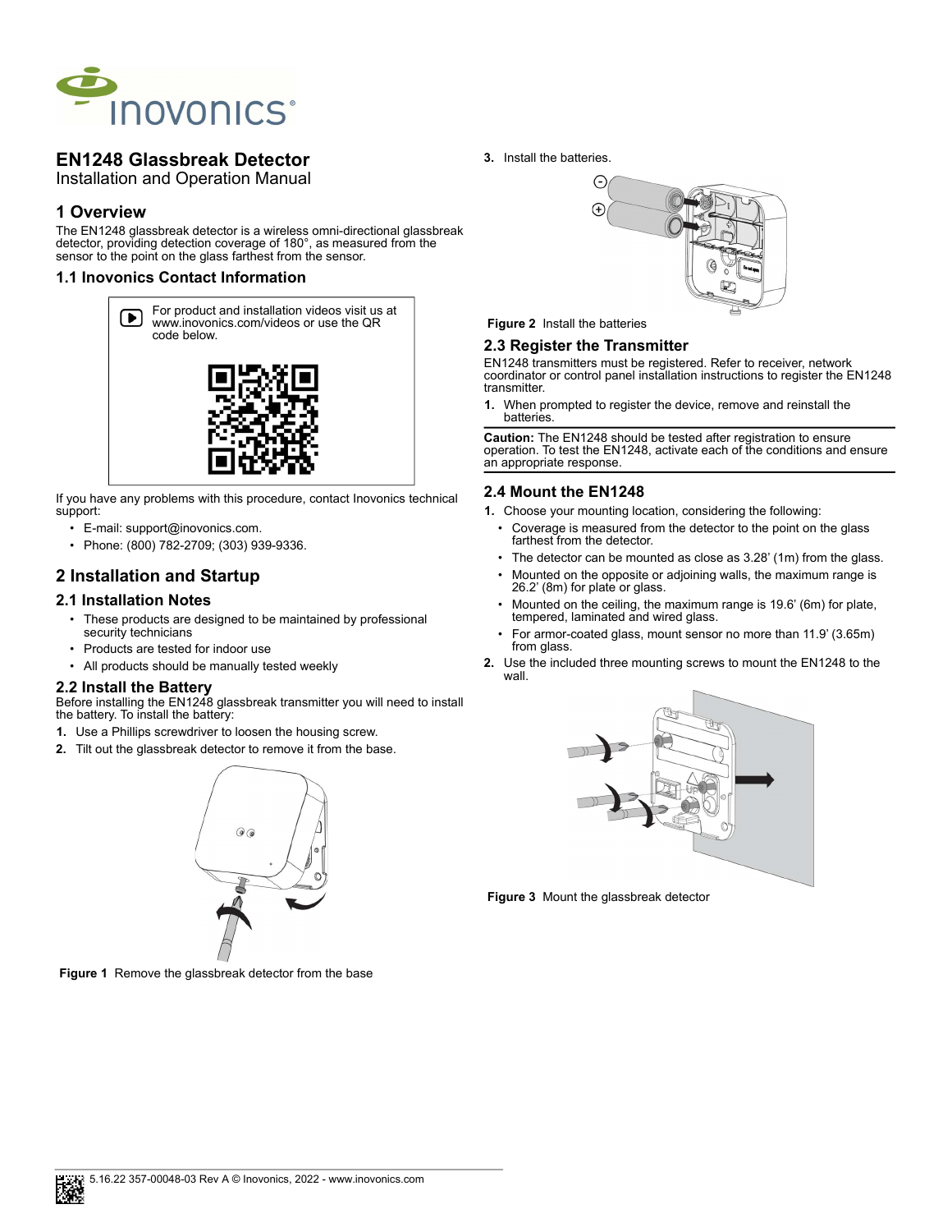# EN1248 Glassbreak Detector

Installation and Operation Manual

## 1 Overview

The EN1248 glassbreak detector is a wireless omni-directional glassbreak detector, providing detection coverage of 180°, as measured from the sensor to the point on the glass farthest from the sensor.

### 1.1 Inovonics Contact Information

For product and installation videos visit us at www.inovonics.com/videos or use the QR code below.

If you have any problems with this procedure, contact Inovonics technical support:

- E-mail: support@inovonics.com.
- Phone: (800) 782-2709; (303) 939-9336.

## 2 Installation and Startup

### 2.1 Installation Notes

- These products are designed to be maintained by professional security technicians
- Products are tested for indoor use
- All products should be manually tested weekly

### 2.2 Install the Battery

Before installing the EN1248 glassbreak transmitter you will need to install the battery. To install the battery:

1. Use a Phillips screwdriver to loosen the housing screw.
2. Tilt out the glassbreak detector to remove it from the base.

**Figure 1** Remove the glassbreak detector from the base

3. Install the batteries.

**Figure 2** Install the batteries

### 2.3 Register the Transmitter

EN1248 transmitters must be registered. Refer to receiver, network coordinator or control panel installation instructions to register the EN1248 transmitter.

1. When prompted to register the device, remove and reinstall the batteries.

**Caution:** The EN1248 should be tested after registration to ensure operation. To test the EN1248, activate each of the conditions and ensure an appropriate response.

### 2.4 Mount the EN1248

1. Choose your mounting location, considering the following:
   - Coverage is measured from the detector to the point on the glass farthest from the detector.
   - The detector can be mounted as close as 3.28' (1m) from the glass.
   - Mounted on the opposite or adjoining walls, the maximum range is 26.2' (8m) for plate or glass.
   - Mounted on the ceiling, the maximum range is 19.6' (6m) for plate, tempered, laminated and wired glass.
   - For armor-coated glass, mount sensor no more than 11.9' (3.65m) from glass.
2. Use the included three mounting screws to mount the EN1248 to the wall.

**Figure 3** Mount the glassbreak detector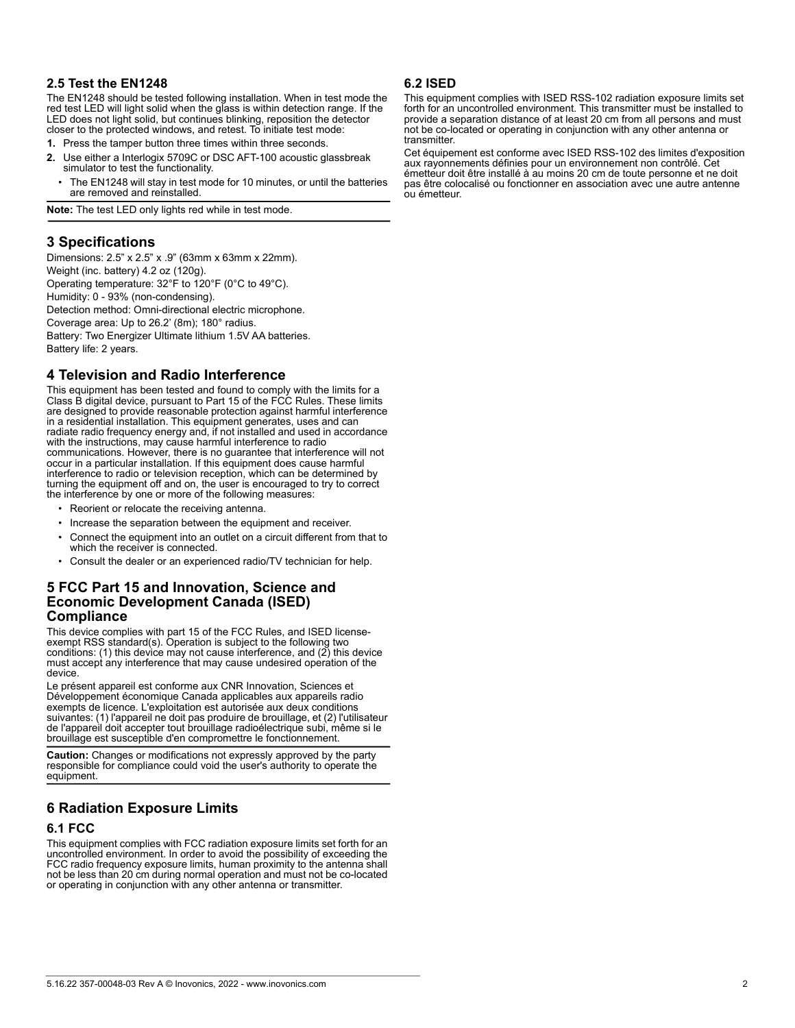## 2.5 Test the EN1248

The EN1248 should be tested following installation. When in test mode the red test LED will light solid when the glass is within detection range. If the LED does not light solid, but continues blinking, reposition the detector closer to the protected windows, and retest. To initiate test mode:

1. Press the tamper button three times within three seconds.
2. Use either a Interlogix 5709C or DSC AFT-100 acoustic glassbreak simulator to test the functionality.
   - The EN1248 will stay in test mode for 10 minutes, or until the batteries are removed and reinstalled.

**Note:** The test LED only lights red while in test mode.

# 3 Specifications

Dimensions: 2.5" x 2.5" x .9" (63mm x 63mm x 22mm).

Weight (inc. battery) 4.2 oz (120g).

Operating temperature: 32°F to 120°F (0°C to 49°C).

Humidity: 0 - 93% (non-condensing).

Detection method: Omni-directional electric microphone.

Coverage area: Up to 26.2' (8m); 180° radius.

Battery: Two Energizer Ultimate lithium 1.5V AA batteries.

Battery life: 2 years.

# 4 Television and Radio Interference

This equipment has been tested and found to comply with the limits for a Class B digital device, pursuant to Part 15 of the FCC Rules. These limits are designed to provide reasonable protection against harmful interference in a residential installation. This equipment generates, uses and can radiate radio frequency energy and, if not installed and used in accordance with the instructions, may cause harmful interference to radio communications. However, there is no guarantee that interference will not occur in a particular installation. If this equipment does cause harmful interference to radio or television reception, which can be determined by turning the equipment off and on, the user is encouraged to try to correct the interference by one or more of the following measures:

- Reorient or relocate the receiving antenna.
- Increase the separation between the equipment and receiver.
- Connect the equipment into an outlet on a circuit different from that to which the receiver is connected.
- Consult the dealer or an experienced radio/TV technician for help.

# 5 FCC Part 15 and Innovation, Science and Economic Development Canada (ISED) Compliance

This device complies with part 15 of the FCC Rules, and ISED license-exempt RSS standard(s). Operation is subject to the following two conditions: (1) this device may not cause interference, and (2) this device must accept any interference that may cause undesired operation of the device.

Le présent appareil est conforme aux CNR Innovation, Sciences et Développement économique Canada applicables aux appareils radio exempts de licence. L'exploitation est autorisée aux deux conditions suivantes: (1) l'appareil ne doit pas produire de brouillage, et (2) l'utilisateur de l'appareil doit accepter tout brouillage radioélectrique subi, même si le brouillage est susceptible d'en compromettre le fonctionnement.

**Caution:** Changes or modifications not expressly approved by the party responsible for compliance could void the user's authority to operate the equipment.

# 6 Radiation Exposure Limits

## 6.1 FCC

This equipment complies with FCC radiation exposure limits set forth for an uncontrolled environment. In order to avoid the possibility of exceeding the FCC radio frequency exposure limits, human proximity to the antenna shall not be less than 20 cm during normal operation and must not be co-located or operating in conjunction with any other antenna or transmitter.

## 6.2 ISED

This equipment complies with ISED RSS-102 radiation exposure limits set forth for an uncontrolled environment. This transmitter must be installed to provide a separation distance of at least 20 cm from all persons and must not be co-located or operating in conjunction with any other antenna or transmitter.

Cet équipement est conforme avec ISED RSS-102 des limites d'exposition aux rayonnements définies pour un environnement non contrôlé. Cet émetteur doit être installé à au moins 20 cm de toute personne et ne doit pas être colocalisé ou fonctionner en association avec une autre antenne ou émetteur.

5.16.22 357-00048-03 Rev A © Inovonics, 2022 - www.inovonics.com